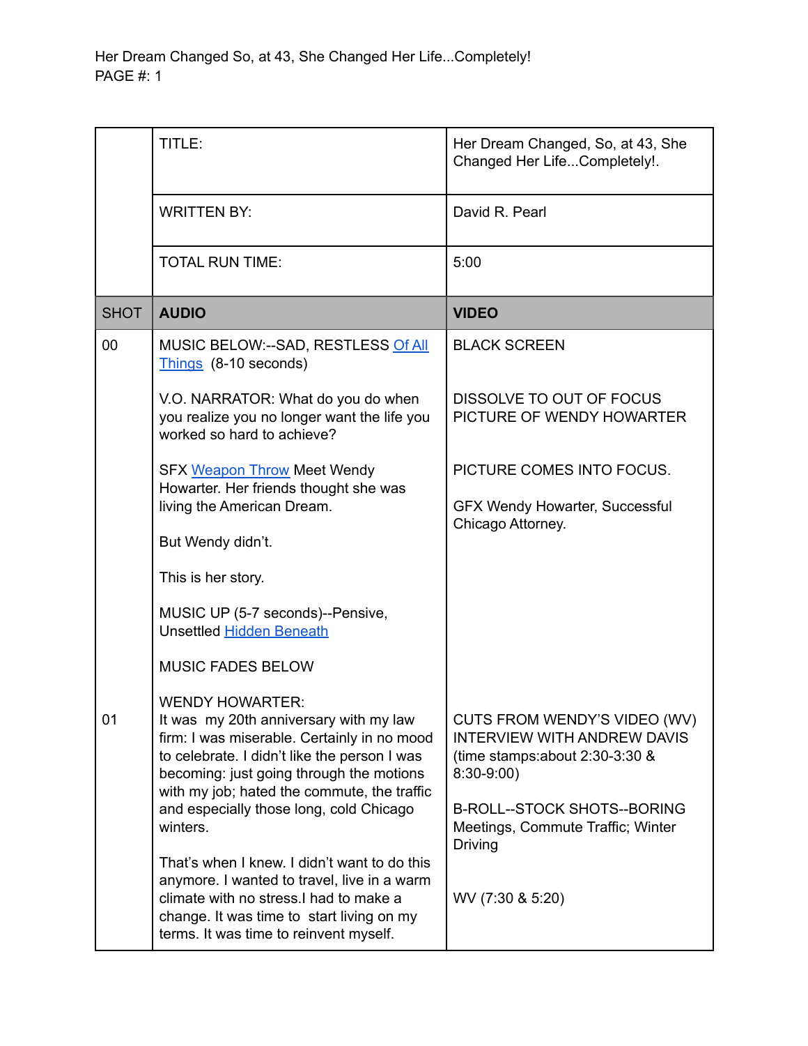| | | |
|---|---|---|
| | TITLE: | Her Dream Changed, So, at 43, She Changed Her Life...Completely!. |
| | WRITTEN BY: | David R. Pearl |
| | TOTAL RUN TIME: | 5:00 |
| **SHOT** | **AUDIO** | **VIDEO** |
| 00 | MUSIC BELOW:--SAD, RESTLESS Of All Things (8-10 seconds)<br><br>V.O. NARRATOR: What do you do when you realize you no longer want the life you worked so hard to achieve?<br><br>SFX Weapon Throw Meet Wendy Howarter. Her friends thought she was living the American Dream.<br><br>But Wendy didn't.<br><br>This is her story.<br><br>MUSIC UP (5-7 seconds)--Pensive, Unsettled Hidden Beneath<br><br>MUSIC FADES BELOW | BLACK SCREEN<br><br>DISSOLVE TO OUT OF FOCUS PICTURE OF WENDY HOWARTER<br><br>PICTURE COMES INTO FOCUS.<br><br>GFX Wendy Howarter, Successful Chicago Attorney. |
| 01 | WENDY HOWARTER:<br>It was my 20th anniversary with my law firm: I was miserable. Certainly in no mood to celebrate. I didn't like the person I was becoming: just going through the motions with my job; hated the commute, the traffic and especially those long, cold Chicago winters.<br><br>That's when I knew. I didn't want to do this anymore. I wanted to travel, live in a warm climate with no stress.I had to make a change. It was time to start living on my terms. It was time to reinvent myself. | CUTS FROM WENDY'S VIDEO (WV) INTERVIEW WITH ANDREW DAVIS (time stamps:about 2:30-3:30 & 8:30-9:00)<br><br>B-ROLL--STOCK SHOTS--BORING Meetings, Commute Traffic; Winter Driving<br><br>WV (7:30 & 5:20) |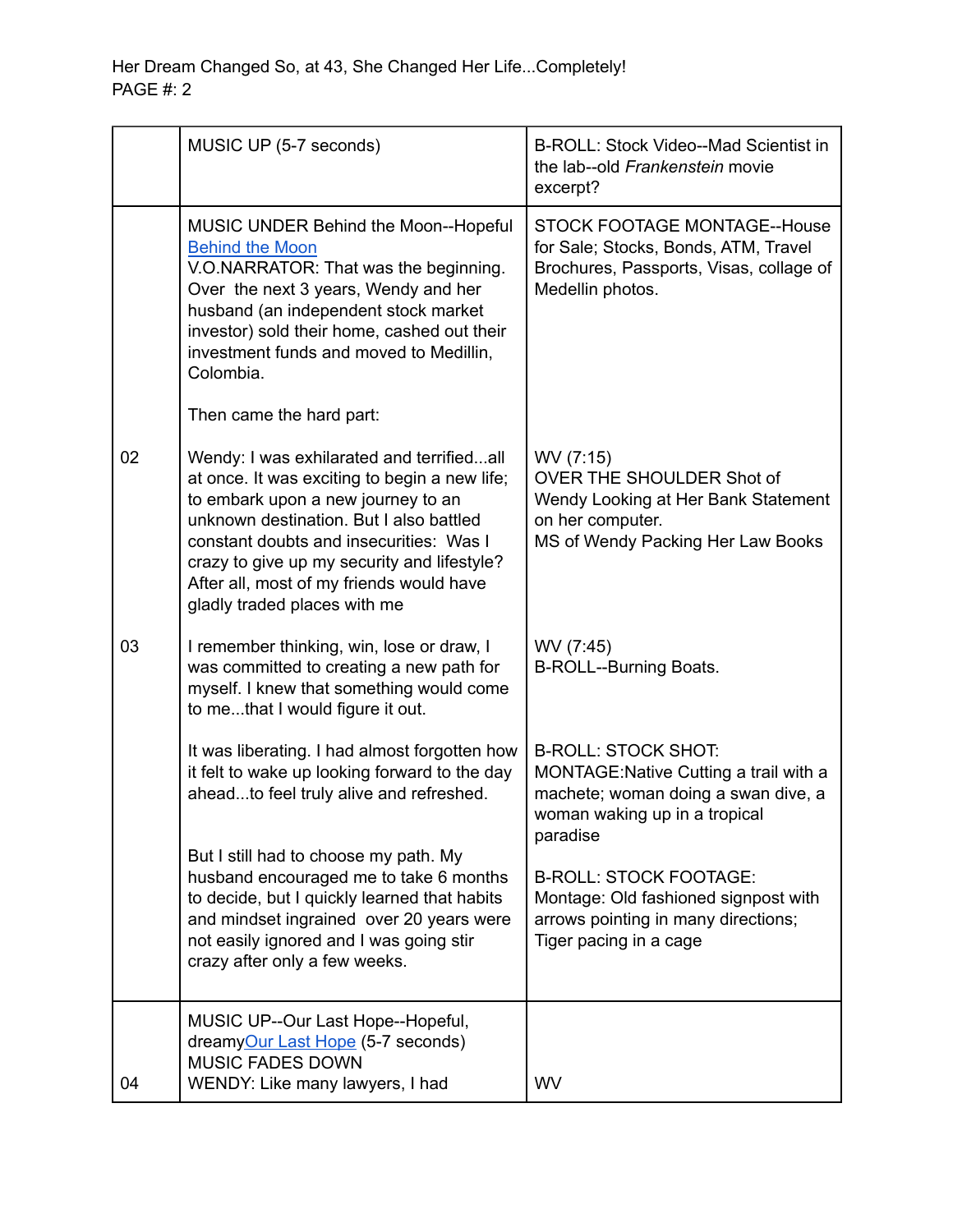| | | |
|---|---|---|
| | MUSIC UP (5-7 seconds) | B-ROLL: Stock Video--Mad Scientist in the lab--old *Frankenstein* movie excerpt? |
| | MUSIC UNDER Behind the Moon--Hopeful [Behind the Moon](#)<br>V.O.NARRATOR: That was the beginning. Over the next 3 years, Wendy and her husband (an independent stock market investor) sold their home, cashed out their investment funds and moved to Medillin, Colombia.<br><br>Then came the hard part: | STOCK FOOTAGE MONTAGE--House for Sale; Stocks, Bonds, ATM, Travel Brochures, Passports, Visas, collage of Medellin photos. |
| 02 | Wendy: I was exhilarated and terrified...all at once. It was exciting to begin a new life; to embark upon a new journey to an unknown destination. But I also battled constant doubts and insecurities: Was I crazy to give up my security and lifestyle? After all, most of my friends would have gladly traded places with me | WV (7:15)<br>OVER THE SHOULDER Shot of Wendy Looking at Her Bank Statement on her computer.<br>MS of Wendy Packing Her Law Books |
| 03 | I remember thinking, win, lose or draw, I was committed to creating a new path for myself. I knew that something would come to me...that I would figure it out.<br><br>It was liberating. I had almost forgotten how it felt to wake up looking forward to the day ahead...to feel truly alive and refreshed.<br><br>But I still had to choose my path. My husband encouraged me to take 6 months to decide, but I quickly learned that habits and mindset ingrained over 20 years were not easily ignored and I was going stir crazy after only a few weeks. | WV (7:45)<br>B-ROLL--Burning Boats.<br><br>B-ROLL: STOCK SHOT: MONTAGE:Native Cutting a trail with a machete; woman doing a swan dive, a woman waking up in a tropical paradise<br><br>B-ROLL: STOCK FOOTAGE: Montage: Old fashioned signpost with arrows pointing in many directions; Tiger pacing in a cage |
| 04 | MUSIC UP--Our Last Hope--Hopeful, dreamy[Our Last Hope](#) (5-7 seconds)<br>MUSIC FADES DOWN<br>WENDY: Like many lawyers, I had | WV |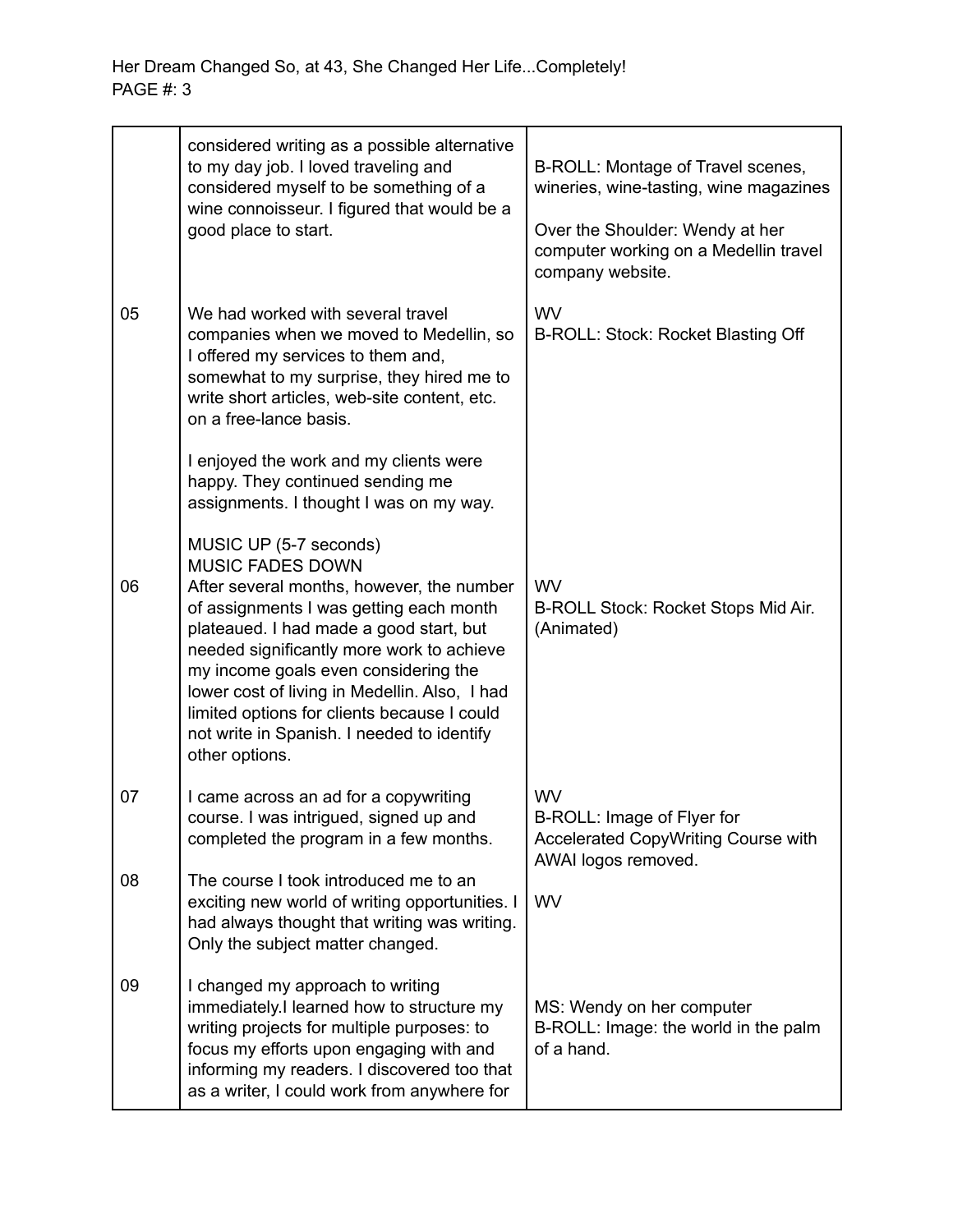| | | |
|---|---|---|
| | considered writing as a possible alternative to my day job. I loved traveling and considered myself to be something of a wine connoisseur. I figured that would be a good place to start. | B-ROLL: Montage of Travel scenes, wineries, wine-tasting, wine magazines<br><br>Over the Shoulder: Wendy at her computer working on a Medellin travel company website. |
| 05 | We had worked with several travel companies when we moved to Medellin, so I offered my services to them and, somewhat to my surprise, they hired me to write short articles, web-site content, etc. on a free-lance basis.<br><br>I enjoyed the work and my clients were happy. They continued sending me assignments. I thought I was on my way.<br><br>MUSIC UP (5-7 seconds)<br>MUSIC FADES DOWN | WV<br>B-ROLL: Stock: Rocket Blasting Off |
| 06 | After several months, however, the number of assignments I was getting each month plateaued. I had made a good start, but needed significantly more work to achieve my income goals even considering the lower cost of living in Medellin. Also, I had limited options for clients because I could not write in Spanish. I needed to identify other options. | WV<br>B-ROLL Stock: Rocket Stops Mid Air. (Animated) |
| 07 | I came across an ad for a copywriting course. I was intrigued, signed up and completed the program in a few months. | WV<br>B-ROLL: Image of Flyer for Accelerated CopyWriting Course with AWAI logos removed. |
| 08 | The course I took introduced me to an exciting new world of writing opportunities. I had always thought that writing was writing. Only the subject matter changed. | WV |
| 09 | I changed my approach to writing immediately.I learned how to structure my writing projects for multiple purposes: to focus my efforts upon engaging with and informing my readers. I discovered too that as a writer, I could work from anywhere for | MS: Wendy on her computer<br>B-ROLL: Image: the world in the palm of a hand. |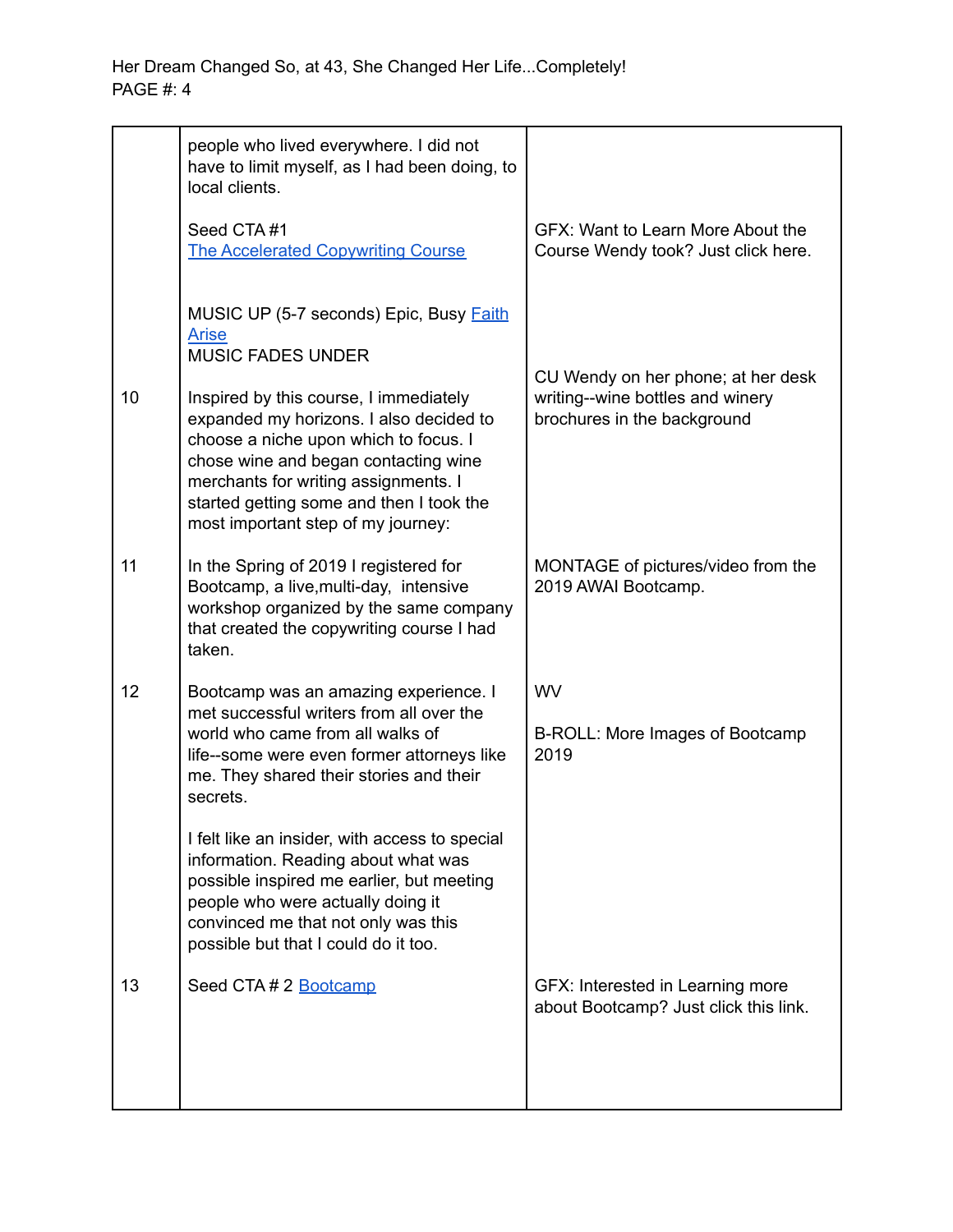| | | |
|---|---|---|
| | people who lived everywhere. I did not have to limit myself, as I had been doing, to local clients.<br><br>Seed CTA #1<br>The Accelerated Copywriting Course<br><br>MUSIC UP (5-7 seconds) Epic, Busy Faith Arise<br>MUSIC FADES UNDER | <br><br><br>GFX: Want to Learn More About the Course Wendy took? Just click here. |
| 10 | Inspired by this course, I immediately expanded my horizons. I also decided to choose a niche upon which to focus. I chose wine and began contacting wine merchants for writing assignments. I started getting some and then I took the most important step of my journey: | CU Wendy on her phone; at her desk writing--wine bottles and winery brochures in the background |
| 11 | In the Spring of 2019 I registered for Bootcamp, a live,multi-day, intensive workshop organized by the same company that created the copywriting course I had taken. | MONTAGE of pictures/video from the 2019 AWAI Bootcamp. |
| 12 | Bootcamp was an amazing experience. I met successful writers from all over the world who came from all walks of life--some were even former attorneys like me. They shared their stories and their secrets.<br><br>I felt like an insider, with access to special information. Reading about what was possible inspired me earlier, but meeting people who were actually doing it convinced me that not only was this possible but that I could do it too. | WV<br><br>B-ROLL: More Images of Bootcamp 2019 |
| 13 | Seed CTA # 2 Bootcamp | GFX: Interested in Learning more about Bootcamp? Just click this link. |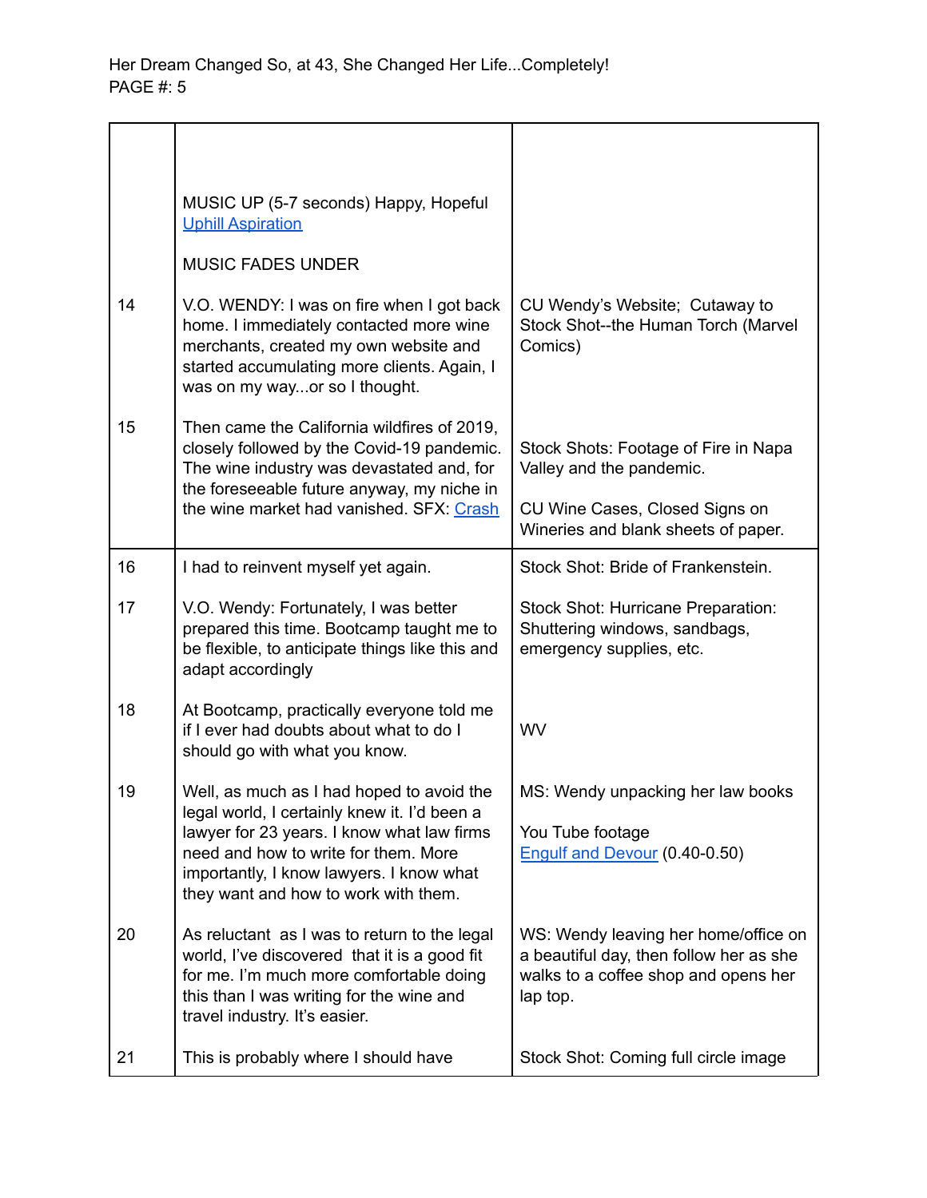| | | |
|---|---|---|
| | MUSIC UP (5-7 seconds) Happy, Hopeful Uphill Aspiration<br><br>MUSIC FADES UNDER | |
| 14 | V.O. WENDY: I was on fire when I got back home. I immediately contacted more wine merchants, created my own website and started accumulating more clients. Again, I was on my way...or so I thought. | CU Wendy's Website; Cutaway to Stock Shot--the Human Torch (Marvel Comics) |
| 15 | Then came the California wildfires of 2019, closely followed by the Covid-19 pandemic. The wine industry was devastated and, for the foreseeable future anyway, my niche in the wine market had vanished. SFX: Crash | Stock Shots: Footage of Fire in Napa Valley and the pandemic.<br><br>CU Wine Cases, Closed Signs on Wineries and blank sheets of paper. |
| 16 | I had to reinvent myself yet again. | Stock Shot: Bride of Frankenstein. |
| 17 | V.O. Wendy: Fortunately, I was better prepared this time. Bootcamp taught me to be flexible, to anticipate things like this and adapt accordingly | Stock Shot: Hurricane Preparation: Shuttering windows, sandbags, emergency supplies, etc. |
| 18 | At Bootcamp, practically everyone told me if I ever had doubts about what to do I should go with what you know. | WV |
| 19 | Well, as much as I had hoped to avoid the legal world, I certainly knew it. I'd been a lawyer for 23 years. I know what law firms need and how to write for them. More importantly, I know lawyers. I know what they want and how to work with them. | MS: Wendy unpacking her law books<br><br>You Tube footage<br>Engulf and Devour (0.40-0.50) |
| 20 | As reluctant as I was to return to the legal world, I've discovered that it is a good fit for me. I'm much more comfortable doing this than I was writing for the wine and travel industry. It's easier. | WS: Wendy leaving her home/office on a beautiful day, then follow her as she walks to a coffee shop and opens her lap top. |
| 21 | This is probably where I should have | Stock Shot: Coming full circle image |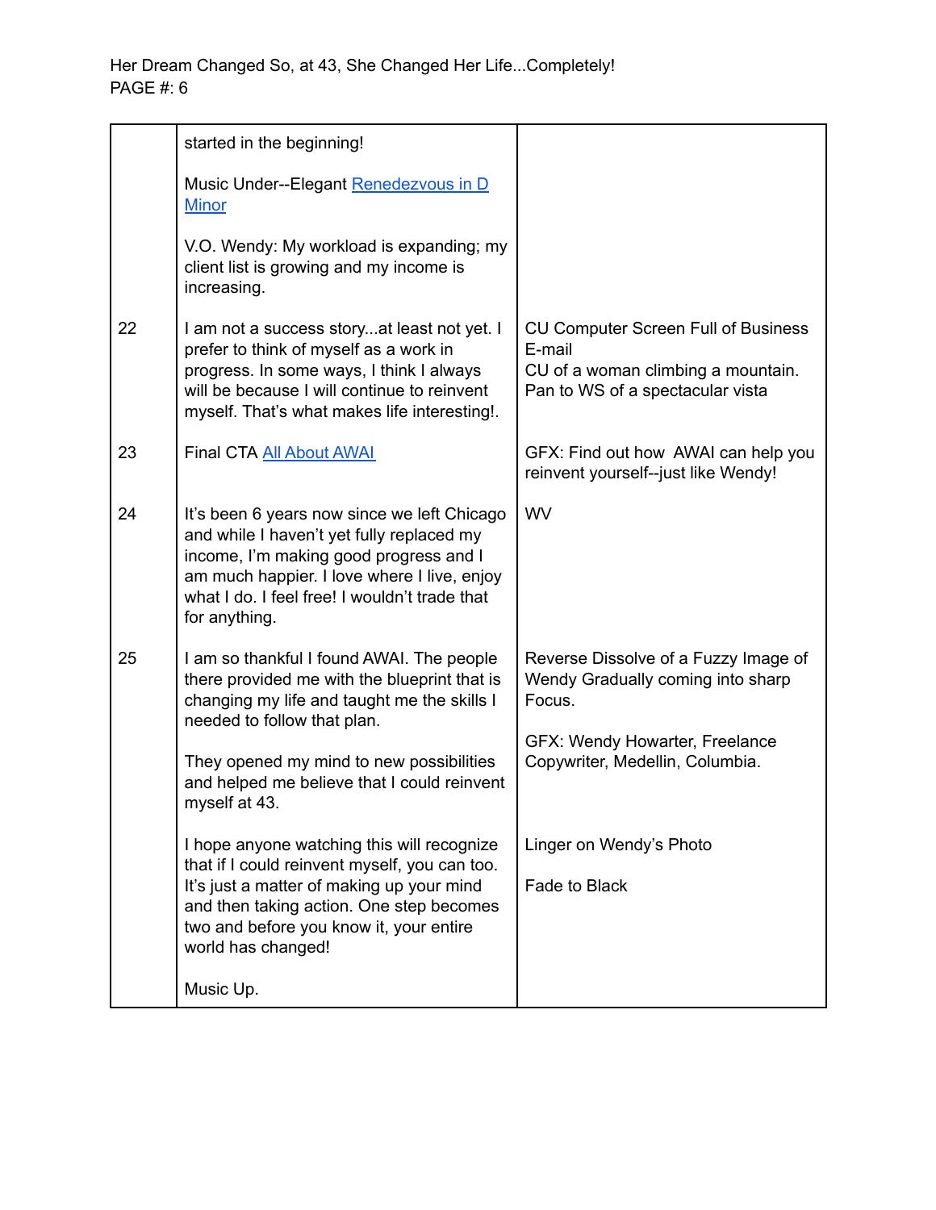| | | |
|---|---|---|
| | started in the beginning!<br><br>Music Under--Elegant Renedezvous in D Minor<br><br>V.O. Wendy: My workload is expanding; my client list is growing and my income is increasing. | |
| 22 | I am not a success story...at least not yet. I prefer to think of myself as a work in progress. In some ways, I think I always will be because I will continue to reinvent myself. That's what makes life interesting!. | CU Computer Screen Full of Business E-mail<br>CU of a woman climbing a mountain. Pan to WS of a spectacular vista |
| 23 | Final CTA All About AWAI | GFX: Find out how AWAI can help you reinvent yourself--just like Wendy! |
| 24 | It's been 6 years now since we left Chicago and while I haven't yet fully replaced my income, I'm making good progress and I am much happier. I love where I live, enjoy what I do. I feel free! I wouldn't trade that for anything. | WV |
| 25 | I am so thankful I found AWAI. The people there provided me with the blueprint that is changing my life and taught me the skills I needed to follow that plan.<br><br>They opened my mind to new possibilities and helped me believe that I could reinvent myself at 43.<br><br>I hope anyone watching this will recognize that if I could reinvent myself, you can too. It's just a matter of making up your mind and then taking action. One step becomes two and before you know it, your entire world has changed!<br><br>Music Up. | Reverse Dissolve of a Fuzzy Image of Wendy Gradually coming into sharp Focus.<br><br>GFX: Wendy Howarter, Freelance Copywriter, Medellin, Columbia.<br><br>Linger on Wendy's Photo<br><br>Fade to Black |